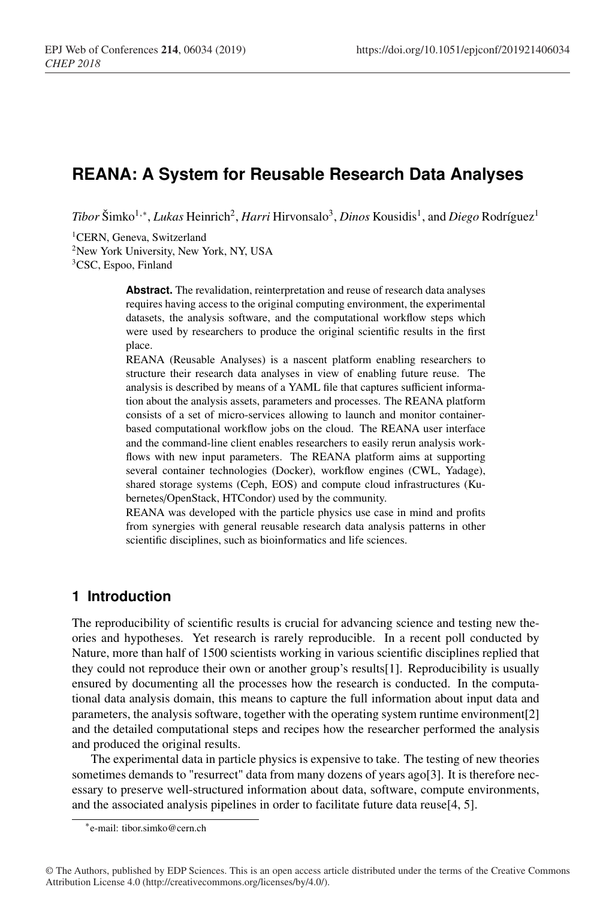# REANA: A System for Reusable Research Data Analyses

*Tibor* Šimko[1,*], *Lukas* Heinrich[2], *Harri* Hirvonsalo[3], *Dinos* Kousidis[1], and *Diego* Rodríguez[1]

[1]CERN, Geneva, Switzerland
[2]New York University, New York, NY, USA
[3]CSC, Espoo, Finland

**Abstract.** The revalidation, reinterpretation and reuse of research data analyses requires having access to the original computing environment, the experimental datasets, the analysis software, and the computational workflow steps which were used by researchers to produce the original scientific results in the first place.

REANA (Reusable Analyses) is a nascent platform enabling researchers to structure their research data analyses in view of enabling future reuse. The analysis is described by means of a YAML file that captures sufficient information about the analysis assets, parameters and processes. The REANA platform consists of a set of micro-services allowing to launch and monitor container-based computational workflow jobs on the cloud. The REANA user interface and the command-line client enables researchers to easily rerun analysis workflows with new input parameters. The REANA platform aims at supporting several container technologies (Docker), workflow engines (CWL, Yadage), shared storage systems (Ceph, EOS) and compute cloud infrastructures (Kubernetes/OpenStack, HTCondor) used by the community.

REANA was developed with the particle physics use case in mind and profits from synergies with general reusable research data analysis patterns in other scientific disciplines, such as bioinformatics and life sciences.

## 1 Introduction

The reproducibility of scientific results is crucial for advancing science and testing new theories and hypotheses. Yet research is rarely reproducible. In a recent poll conducted by Nature, more than half of 1500 scientists working in various scientific disciplines replied that they could not reproduce their own or another group's results[1]. Reproducibility is usually ensured by documenting all the processes how the research is conducted. In the computational data analysis domain, this means to capture the full information about input data and parameters, the analysis software, together with the operating system runtime environment[2] and the detailed computational steps and recipes how the researcher performed the analysis and produced the original results.

The experimental data in particle physics is expensive to take. The testing of new theories sometimes demands to "resurrect" data from many dozens of years ago[3]. It is therefore necessary to preserve well-structured information about data, software, compute environments, and the associated analysis pipelines in order to facilitate future data reuse[4, 5].

*e-mail: tibor.simko@cern.ch

© The Authors, published by EDP Sciences. This is an open access article distributed under the terms of the Creative Commons Attribution License 4.0 (http://creativecommons.org/licenses/by/4.0/).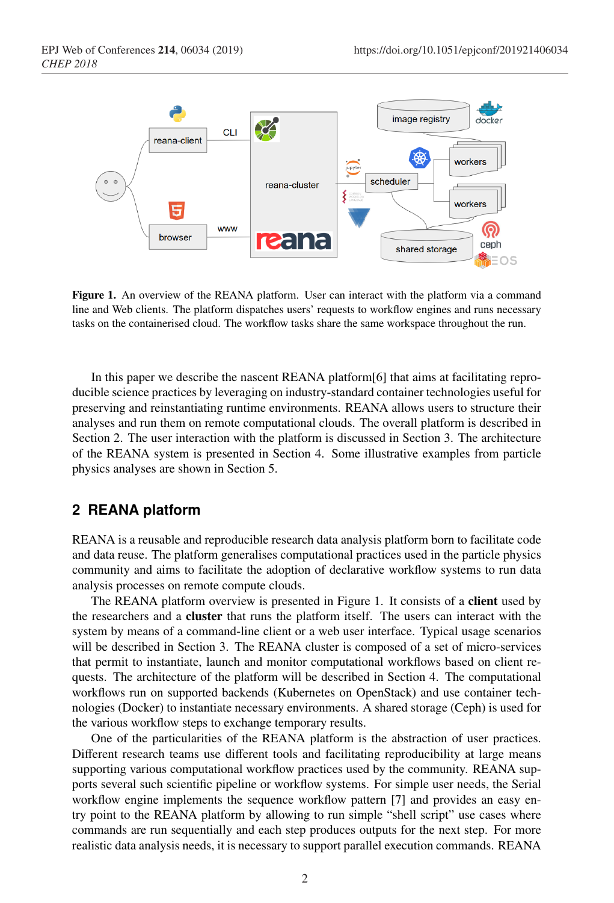**Figure 1.** An overview of the REANA platform. User can interact with the platform via a command line and Web clients. The platform dispatches users' requests to workflow engines and runs necessary tasks on the containerised cloud. The workflow tasks share the same workspace throughout the run.

In this paper we describe the nascent REANA platform[6] that aims at facilitating reproducible science practices by leveraging on industry-standard container technologies useful for preserving and reinstantiating runtime environments. REANA allows users to structure their analyses and run them on remote computational clouds. The overall platform is described in Section 2. The user interaction with the platform is discussed in Section 3. The architecture of the REANA system is presented in Section 4. Some illustrative examples from particle physics analyses are shown in Section 5.

## 2 REANA platform

REANA is a reusable and reproducible research data analysis platform born to facilitate code and data reuse. The platform generalises computational practices used in the particle physics community and aims to facilitate the adoption of declarative workflow systems to run data analysis processes on remote compute clouds.

The REANA platform overview is presented in Figure 1. It consists of a **client** used by the researchers and a **cluster** that runs the platform itself. The users can interact with the system by means of a command-line client or a web user interface. Typical usage scenarios will be described in Section 3. The REANA cluster is composed of a set of micro-services that permit to instantiate, launch and monitor computational workflows based on client requests. The architecture of the platform will be described in Section 4. The computational workflows run on supported backends (Kubernetes on OpenStack) and use container technologies (Docker) to instantiate necessary environments. A shared storage (Ceph) is used for the various workflow steps to exchange temporary results.

One of the particularities of the REANA platform is the abstraction of user practices. Different research teams use different tools and facilitating reproducibility at large means supporting various computational workflow practices used by the community. REANA supports several such scientific pipeline or workflow systems. For simple user needs, the Serial workflow engine implements the sequence workflow pattern [7] and provides an easy entry point to the REANA platform by allowing to run simple "shell script" use cases where commands are run sequentially and each step produces outputs for the next step. For more realistic data analysis needs, it is necessary to support parallel execution commands. REANA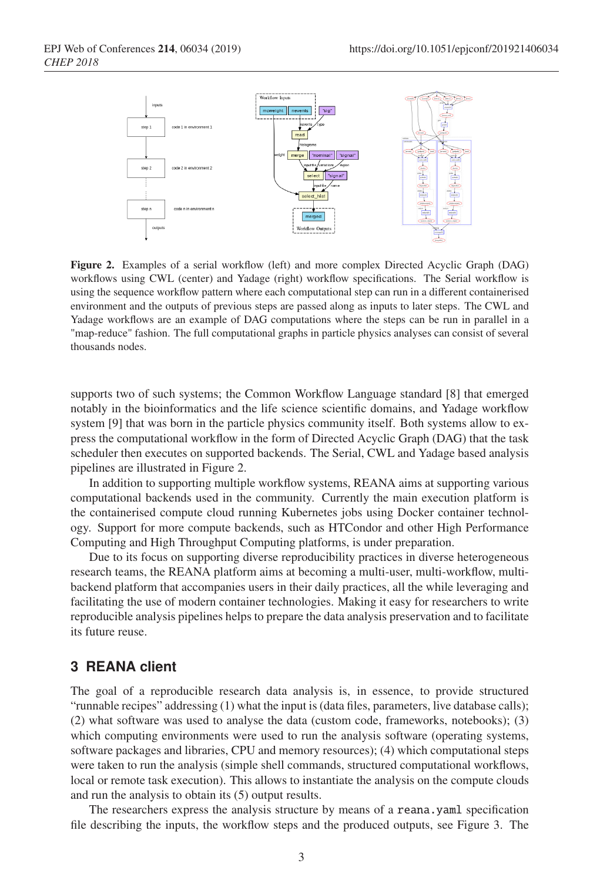**Figure 2.** Examples of a serial workflow (left) and more complex Directed Acyclic Graph (DAG) workflows using CWL (center) and Yadage (right) workflow specifications. The Serial workflow is using the sequence workflow pattern where each computational step can run in a different containerised environment and the outputs of previous steps are passed along as inputs to later steps. The CWL and Yadage workflows are an example of DAG computations where the steps can be run in parallel in a "map-reduce" fashion. The full computational graphs in particle physics analyses can consist of several thousands nodes.

supports two of such systems; the Common Workflow Language standard [8] that emerged notably in the bioinformatics and the life science scientific domains, and Yadage workflow system [9] that was born in the particle physics community itself. Both systems allow to express the computational workflow in the form of Directed Acyclic Graph (DAG) that the task scheduler then executes on supported backends. The Serial, CWL and Yadage based analysis pipelines are illustrated in Figure 2.

In addition to supporting multiple workflow systems, REANA aims at supporting various computational backends used in the community. Currently the main execution platform is the containerised compute cloud running Kubernetes jobs using Docker container technology. Support for more compute backends, such as HTCondor and other High Performance Computing and High Throughput Computing platforms, is under preparation.

Due to its focus on supporting diverse reproducibility practices in diverse heterogeneous research teams, the REANA platform aims at becoming a multi-user, multi-workflow, multi-backend platform that accompanies users in their daily practices, all the while leveraging and facilitating the use of modern container technologies. Making it easy for researchers to write reproducible analysis pipelines helps to prepare the data analysis preservation and to facilitate its future reuse.

## 3 REANA client

The goal of a reproducible research data analysis is, in essence, to provide structured "runnable recipes" addressing (1) what the input is (data files, parameters, live database calls); (2) what software was used to analyse the data (custom code, frameworks, notebooks); (3) which computing environments were used to run the analysis software (operating systems, software packages and libraries, CPU and memory resources); (4) which computational steps were taken to run the analysis (simple shell commands, structured computational workflows, local or remote task execution). This allows to instantiate the analysis on the compute clouds and run the analysis to obtain its (5) output results.

The researchers express the analysis structure by means of a `reana.yaml` specification file describing the inputs, the workflow steps and the produced outputs, see Figure 3. The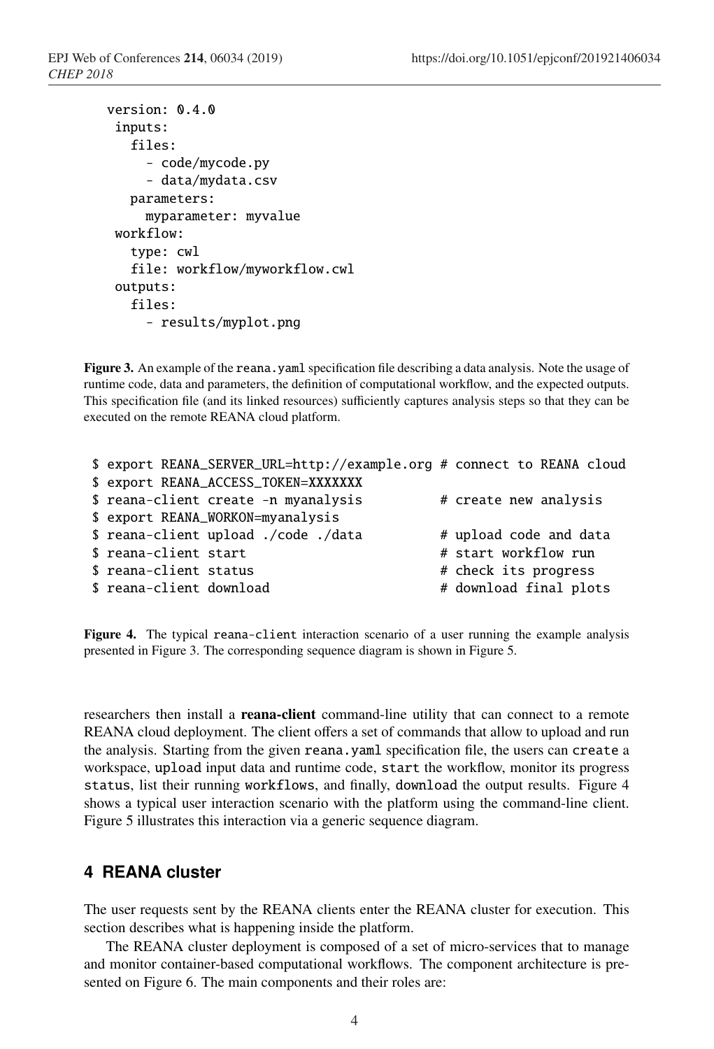```
version: 0.4.0
 inputs:
   files:
     - code/mycode.py
     - data/mydata.csv
   parameters:
     myparameter: myvalue
 workflow:
   type: cwl
   file: workflow/myworkflow.cwl
 outputs:
   files:
     - results/myplot.png
```

**Figure 3.** An example of the `reana.yaml` specification file describing a data analysis. Note the usage of runtime code, data and parameters, the definition of computational workflow, and the expected outputs. This specification file (and its linked resources) sufficiently captures analysis steps so that they can be executed on the remote REANA cloud platform.

```
$ export REANA_SERVER_URL=http://example.org # connect to REANA cloud
$ export REANA_ACCESS_TOKEN=XXXXXXX
$ reana-client create -n myanalysis          # create new analysis
$ export REANA_WORKON=myanalysis
$ reana-client upload ./code ./data          # upload code and data
$ reana-client start                         # start workflow run
$ reana-client status                        # check its progress
$ reana-client download                      # download final plots
```

**Figure 4.** The typical `reana-client` interaction scenario of a user running the example analysis presented in Figure 3. The corresponding sequence diagram is shown in Figure 5.

researchers then install a **reana-client** command-line utility that can connect to a remote REANA cloud deployment. The client offers a set of commands that allow to upload and run the analysis. Starting from the given `reana.yaml` specification file, the users can `create` a workspace, `upload` input data and runtime code, `start` the workflow, monitor its progress `status`, list their running `workflows`, and finally, `download` the output results. Figure 4 shows a typical user interaction scenario with the platform using the command-line client. Figure 5 illustrates this interaction via a generic sequence diagram.

## 4 REANA cluster

The user requests sent by the REANA clients enter the REANA cluster for execution. This section describes what is happening inside the platform.

The REANA cluster deployment is composed of a set of micro-services that to manage and monitor container-based computational workflows. The component architecture is presented on Figure 6. The main components and their roles are: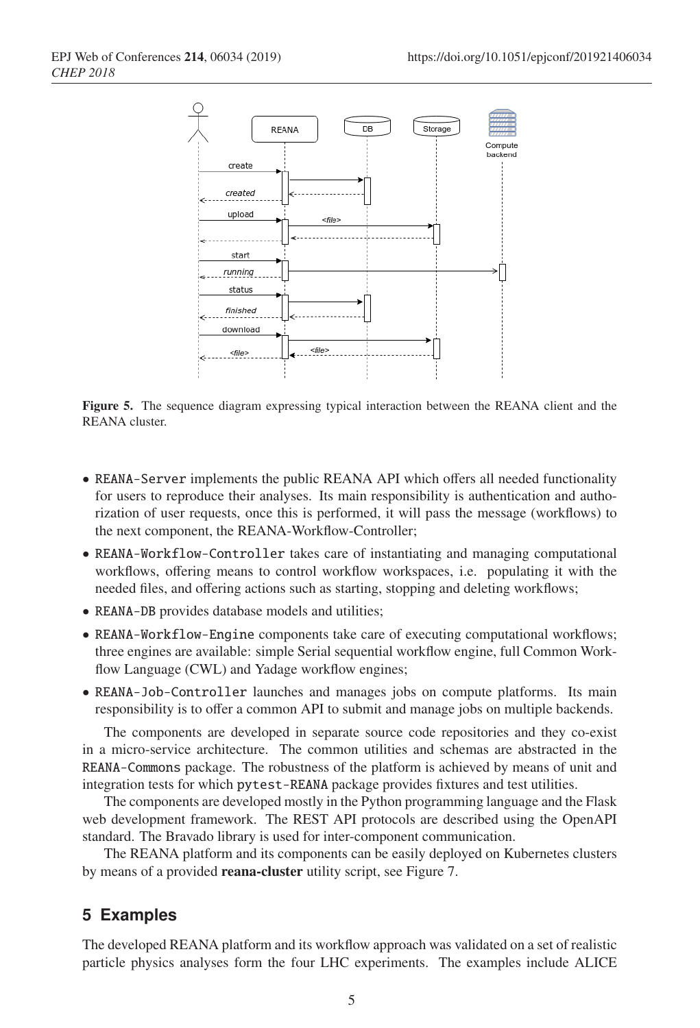Figure 5. The sequence diagram expressing typical interaction between the REANA client and the REANA cluster.

- `REANA-Server` implements the public REANA API which offers all needed functionality for users to reproduce their analyses. Its main responsibility is authentication and authorization of user requests, once this is performed, it will pass the message (workflows) to the next component, the REANA-Workflow-Controller;
- `REANA-Workflow-Controller` takes care of instantiating and managing computational workflows, offering means to control workflow workspaces, i.e. populating it with the needed files, and offering actions such as starting, stopping and deleting workflows;
- `REANA-DB` provides database models and utilities;
- `REANA-Workflow-Engine` components take care of executing computational workflows; three engines are available: simple Serial sequential workflow engine, full Common Workflow Language (CWL) and Yadage workflow engines;
- `REANA-Job-Controller` launches and manages jobs on compute platforms. Its main responsibility is to offer a common API to submit and manage jobs on multiple backends.

The components are developed in separate source code repositories and they co-exist in a micro-service architecture. The common utilities and schemas are abstracted in the `REANA-Commons` package. The robustness of the platform is achieved by means of unit and integration tests for which `pytest-REANA` package provides fixtures and test utilities.

The components are developed mostly in the Python programming language and the Flask web development framework. The REST API protocols are described using the OpenAPI standard. The Bravado library is used for inter-component communication.

The REANA platform and its components can be easily deployed on Kubernetes clusters by means of a provided **reana-cluster** utility script, see Figure 7.

## 5 Examples

The developed REANA platform and its workflow approach was validated on a set of realistic particle physics analyses form the four LHC experiments. The examples include ALICE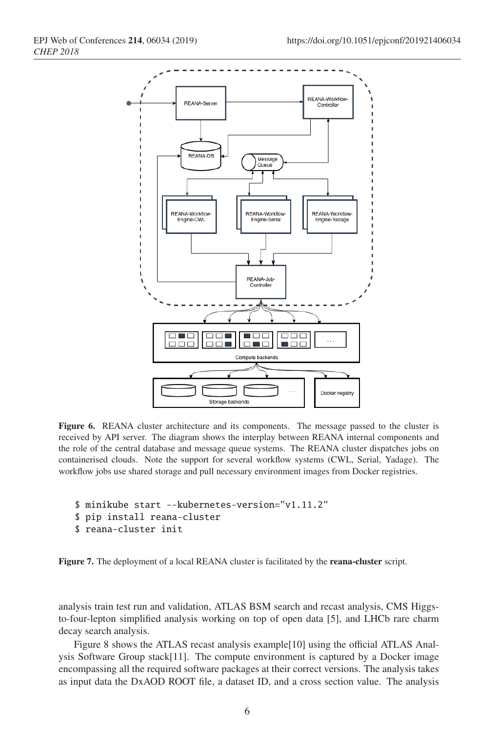Figure 6. REANA cluster architecture and its components. The message passed to the cluster is received by API server. The diagram shows the interplay between REANA internal components and the role of the central database and message queue systems. The REANA cluster dispatches jobs on containerised clouds. Note the support for several workflow systems (CWL, Serial, Yadage). The workflow jobs use shared storage and pull necessary environment images from Docker registries.

```
$ minikube start --kubernetes-version="v1.11.2"
$ pip install reana-cluster
$ reana-cluster init
```

**Figure 7.** The deployment of a local REANA cluster is facilitated by the **reana-cluster** script.

analysis train test run and validation, ATLAS BSM search and recast analysis, CMS Higgs-to-four-lepton simplified analysis working on top of open data [5], and LHCb rare charm decay search analysis.

Figure 8 shows the ATLAS recast analysis example[10] using the official ATLAS Analysis Software Group stack[11]. The compute environment is captured by a Docker image encompassing all the required software packages at their correct versions. The analysis takes as input data the DxAOD ROOT file, a dataset ID, and a cross section value. The analysis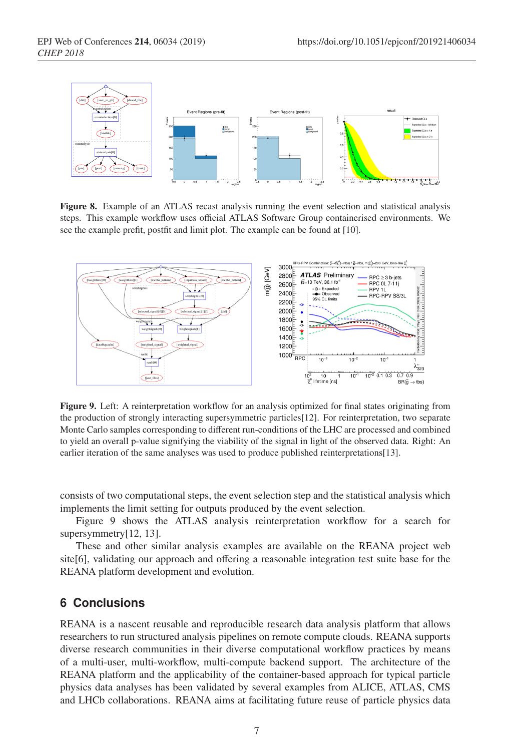**Figure 8.** Example of an ATLAS recast analysis running the event selection and statistical analysis steps. This example workflow uses official ATLAS Software Group containerised environments. We see the example prefit, postfit and limit plot. The example can be found at [10].

**Figure 9.** Left: A reinterpretation workflow for an analysis optimized for final states originating from the production of strongly interacting supersymmetric particles[12]. For reinterpretation, two separate Monte Carlo samples corresponding to different run-conditions of the LHC are processed and combined to yield an overall p-value signifying the viability of the signal in light of the observed data. Right: An earlier iteration of the same analyses was used to produce published reinterpretations[13].

consists of two computational steps, the event selection step and the statistical analysis which implements the limit setting for outputs produced by the event selection.

Figure 9 shows the ATLAS analysis reinterpretation workflow for a search for supersymmetry[12, 13].

These and other similar analysis examples are available on the REANA project web site[6], validating our approach and offering a reasonable integration test suite base for the REANA platform development and evolution.

## 6 Conclusions

REANA is a nascent reusable and reproducible research data analysis platform that allows researchers to run structured analysis pipelines on remote compute clouds. REANA supports diverse research communities in their diverse computational workflow practices by means of a multi-user, multi-workflow, multi-compute backend support. The architecture of the REANA platform and the applicability of the container-based approach for typical particle physics data analyses has been validated by several examples from ALICE, ATLAS, CMS and LHCb collaborations. REANA aims at facilitating future reuse of particle physics data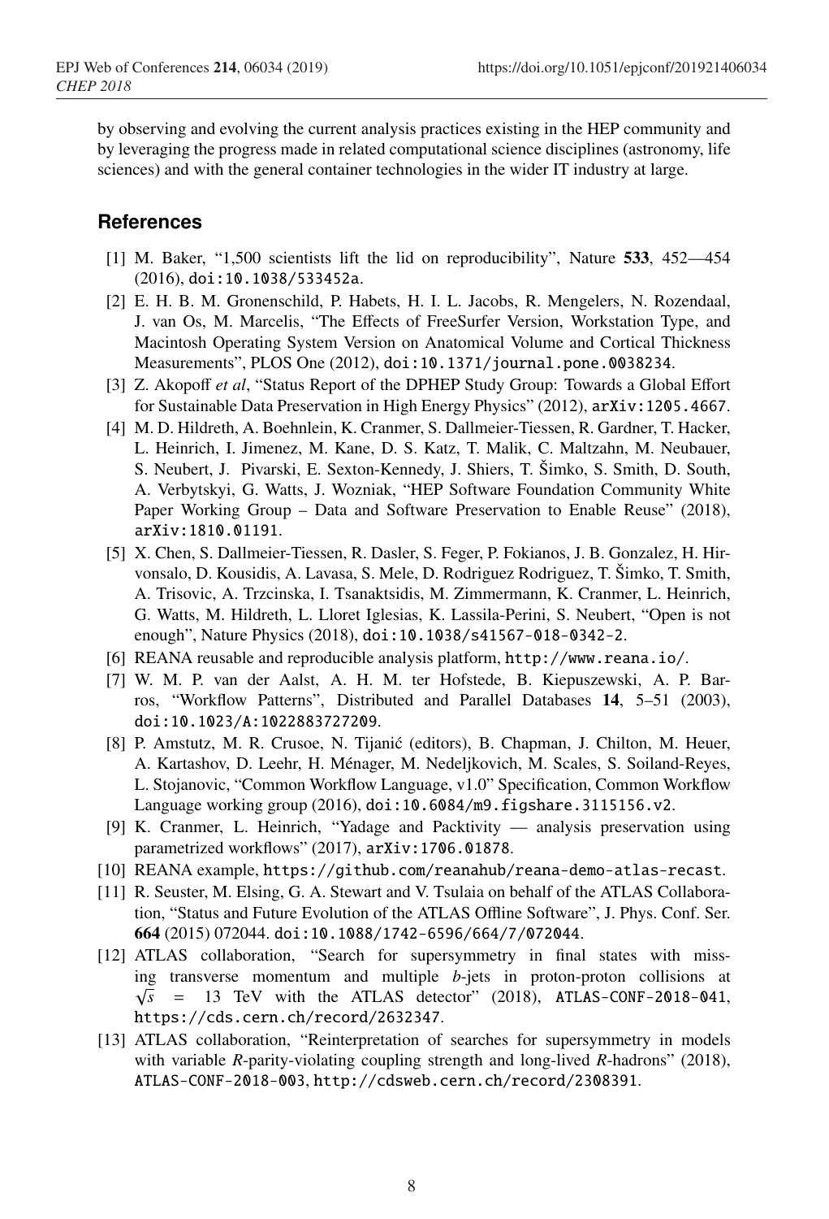by observing and evolving the current analysis practices existing in the HEP community and by leveraging the progress made in related computational science disciplines (astronomy, life sciences) and with the general container technologies in the wider IT industry at large.

## References

[1] M. Baker, "1,500 scientists lift the lid on reproducibility", Nature **533**, 452—454 (2016), doi:10.1038/533452a.

[2] E. H. B. M. Gronenschild, P. Habets, H. I. L. Jacobs, R. Mengelers, N. Rozendaal, J. van Os, M. Marcelis, "The Effects of FreeSurfer Version, Workstation Type, and Macintosh Operating System Version on Anatomical Volume and Cortical Thickness Measurements", PLOS One (2012), doi:10.1371/journal.pone.0038234.

[3] Z. Akopoff *et al*, "Status Report of the DPHEP Study Group: Towards a Global Effort for Sustainable Data Preservation in High Energy Physics" (2012), arXiv:1205.4667.

[4] M. D. Hildreth, A. Boehnlein, K. Cranmer, S. Dallmeier-Tiessen, R. Gardner, T. Hacker, L. Heinrich, I. Jimenez, M. Kane, D. S. Katz, T. Malik, C. Maltzahn, M. Neubauer, S. Neubert, J. Pivarski, E. Sexton-Kennedy, J. Shiers, T. Šimko, S. Smith, D. South, A. Verbytskyi, G. Watts, J. Wozniak, "HEP Software Foundation Community White Paper Working Group – Data and Software Preservation to Enable Reuse" (2018), arXiv:1810.01191.

[5] X. Chen, S. Dallmeier-Tiessen, R. Dasler, S. Feger, P. Fokianos, J. B. Gonzalez, H. Hirvonsalo, D. Kousidis, A. Lavasa, S. Mele, D. Rodriguez Rodriguez, T. Šimko, T. Smith, A. Trisovic, A. Trzcinska, I. Tsanaktsidis, M. Zimmermann, K. Cranmer, L. Heinrich, G. Watts, M. Hildreth, L. Lloret Iglesias, K. Lassila-Perini, S. Neubert, "Open is not enough", Nature Physics (2018), doi:10.1038/s41567-018-0342-2.

[6] REANA reusable and reproducible analysis platform, http://www.reana.io/.

[7] W. M. P. van der Aalst, A. H. M. ter Hofstede, B. Kiepuszewski, A. P. Barros, "Workflow Patterns", Distributed and Parallel Databases **14**, 5–51 (2003), doi:10.1023/A:1022883727209.

[8] P. Amstutz, M. R. Crusoe, N. Tijanić (editors), B. Chapman, J. Chilton, M. Heuer, A. Kartashov, D. Leehr, H. Ménager, M. Nedeljkovich, M. Scales, S. Soiland-Reyes, L. Stojanovic, "Common Workflow Language, v1.0" Specification, Common Workflow Language working group (2016), doi:10.6084/m9.figshare.3115156.v2.

[9] K. Cranmer, L. Heinrich, "Yadage and Packtivity — analysis preservation using parametrized workflows" (2017), arXiv:1706.01878.

[10] REANA example, https://github.com/reanahub/reana-demo-atlas-recast.

[11] R. Seuster, M. Elsing, G. A. Stewart and V. Tsulaia on behalf of the ATLAS Collaboration, "Status and Future Evolution of the ATLAS Offline Software", J. Phys. Conf. Ser. **664** (2015) 072044. doi:10.1088/1742-6596/664/7/072044.

[12] ATLAS collaboration, "Search for supersymmetry in final states with missing transverse momentum and multiple *b*-jets in proton-proton collisions at $\sqrt{s}$ = 13 TeV with the ATLAS detector" (2018), ATLAS-CONF-2018-041, https://cds.cern.ch/record/2632347.

[13] ATLAS collaboration, "Reinterpretation of searches for supersymmetry in models with variable *R*-parity-violating coupling strength and long-lived *R*-hadrons" (2018), ATLAS-CONF-2018-003, http://cdsweb.cern.ch/record/2308391.